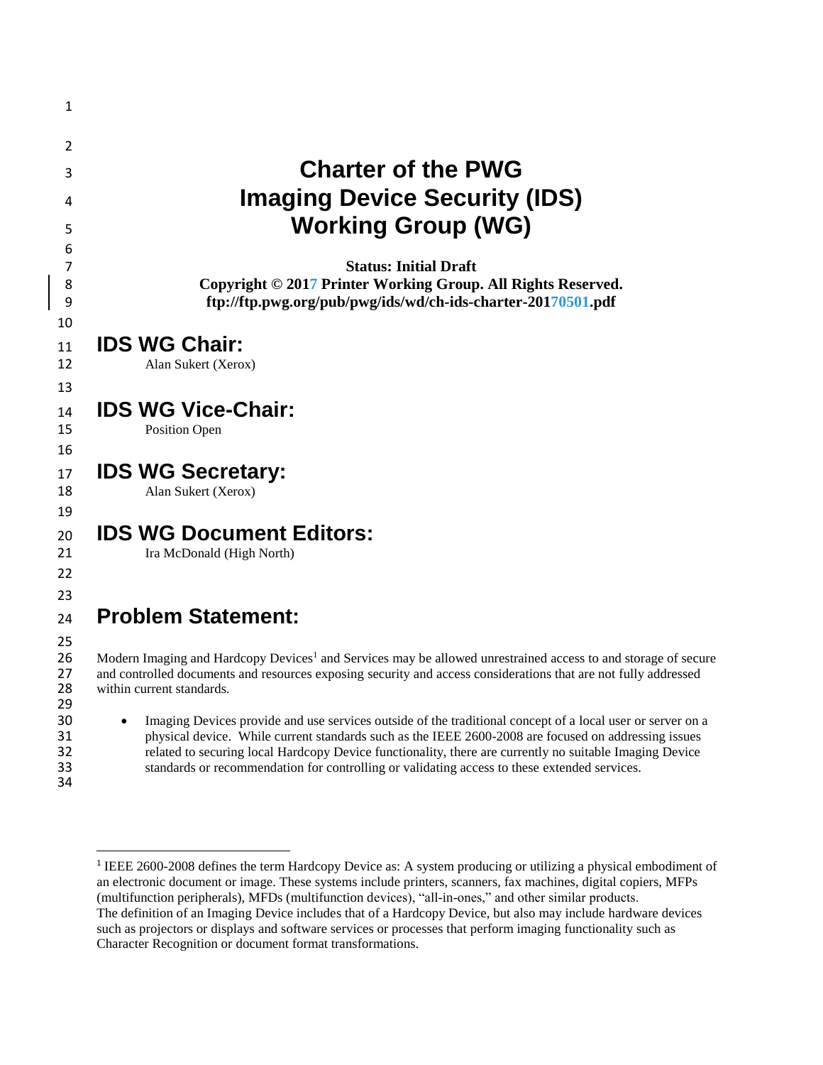# Charter of the PWG Imaging Device Security (IDS) Working Group (WG)

**Status: Initial Draft**
**Copyright © 2017 Printer Working Group. All Rights Reserved.**
**ftp://ftp.pwg.org/pub/pwg/ids/wd/ch-ids-charter-20170501.pdf**

## IDS WG Chair:

Alan Sukert (Xerox)

## IDS WG Vice-Chair:

Position Open

## IDS WG Secretary:

Alan Sukert (Xerox)

## IDS WG Document Editors:

Ira McDonald (High North)

## Problem Statement:

Modern Imaging and Hardcopy Devices[1] and Services may be allowed unrestrained access to and storage of secure and controlled documents and resources exposing security and access considerations that are not fully addressed within current standards.

- Imaging Devices provide and use services outside of the traditional concept of a local user or server on a physical device. While current standards such as the IEEE 2600-2008 are focused on addressing issues related to securing local Hardcopy Device functionality, there are currently no suitable Imaging Device standards or recommendation for controlling or validating access to these extended services.

---

[1] IEEE 2600-2008 defines the term Hardcopy Device as: A system producing or utilizing a physical embodiment of an electronic document or image. These systems include printers, scanners, fax machines, digital copiers, MFPs (multifunction peripherals), MFDs (multifunction devices), "all-in-ones," and other similar products.
The definition of an Imaging Device includes that of a Hardcopy Device, but also may include hardware devices such as projectors or displays and software services or processes that perform imaging functionality such as Character Recognition or document format transformations.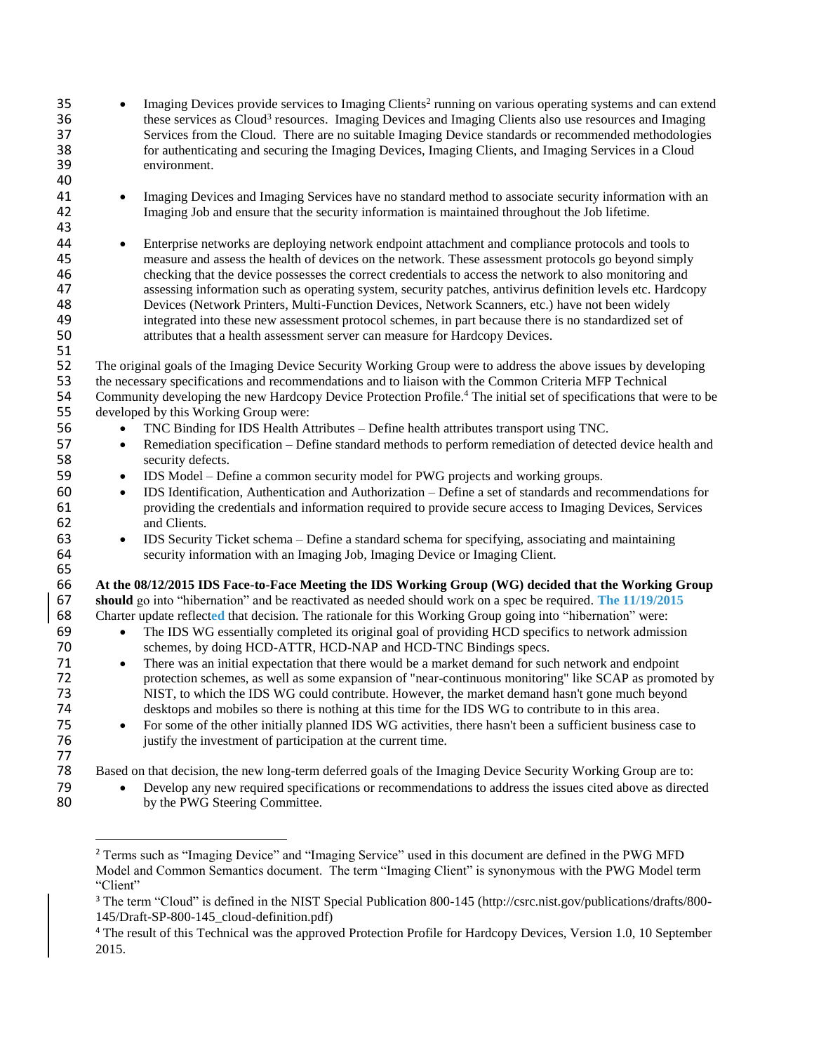- Imaging Devices provide services to Imaging Clients[2] running on various operating systems and can extend these services as Cloud[3] resources. Imaging Devices and Imaging Clients also use resources and Imaging Services from the Cloud. There are no suitable Imaging Device standards or recommended methodologies for authenticating and securing the Imaging Devices, Imaging Clients, and Imaging Services in a Cloud environment.

- Imaging Devices and Imaging Services have no standard method to associate security information with an Imaging Job and ensure that the security information is maintained throughout the Job lifetime.

- Enterprise networks are deploying network endpoint attachment and compliance protocols and tools to measure and assess the health of devices on the network. These assessment protocols go beyond simply checking that the device possesses the correct credentials to access the network to also monitoring and assessing information such as operating system, security patches, antivirus definition levels etc. Hardcopy Devices (Network Printers, Multi-Function Devices, Network Scanners, etc.) have not been widely integrated into these new assessment protocol schemes, in part because there is no standardized set of attributes that a health assessment server can measure for Hardcopy Devices.

The original goals of the Imaging Device Security Working Group were to address the above issues by developing the necessary specifications and recommendations and to liaison with the Common Criteria MFP Technical Community developing the new Hardcopy Device Protection Profile.[4] The initial set of specifications that were to be developed by this Working Group were:

- TNC Binding for IDS Health Attributes – Define health attributes transport using TNC.
- Remediation specification – Define standard methods to perform remediation of detected device health and security defects.
- IDS Model – Define a common security model for PWG projects and working groups.
- IDS Identification, Authentication and Authorization – Define a set of standards and recommendations for providing the credentials and information required to provide secure access to Imaging Devices, Services and Clients.
- IDS Security Ticket schema – Define a standard schema for specifying, associating and maintaining security information with an Imaging Job, Imaging Device or Imaging Client.

**At the 08/12/2015 IDS Face-to-Face Meeting the IDS Working Group (WG) decided that the Working Group should** go into "hibernation" and be reactivated as needed should work on a spec be required. **The 11/19/2015** Charter update reflect**ed** that decision. The rationale for this Working Group going into "hibernation" were:

- The IDS WG essentially completed its original goal of providing HCD specifics to network admission schemes, by doing HCD-ATTR, HCD-NAP and HCD-TNC Bindings specs.
- There was an initial expectation that there would be a market demand for such network and endpoint protection schemes, as well as some expansion of "near-continuous monitoring" like SCAP as promoted by NIST, to which the IDS WG could contribute. However, the market demand hasn't gone much beyond desktops and mobiles so there is nothing at this time for the IDS WG to contribute to in this area.
- For some of the other initially planned IDS WG activities, there hasn't been a sufficient business case to justify the investment of participation at the current time.

Based on that decision, the new long-term deferred goals of the Imaging Device Security Working Group are to:

- Develop any new required specifications or recommendations to address the issues cited above as directed by the PWG Steering Committee.

---

[2] Terms such as "Imaging Device" and "Imaging Service" used in this document are defined in the PWG MFD Model and Common Semantics document. The term "Imaging Client" is synonymous with the PWG Model term "Client"

[3] The term "Cloud" is defined in the NIST Special Publication 800-145 (http://csrc.nist.gov/publications/drafts/800-145/Draft-SP-800-145_cloud-definition.pdf)

[4] The result of this Technical was the approved Protection Profile for Hardcopy Devices, Version 1.0, 10 September 2015.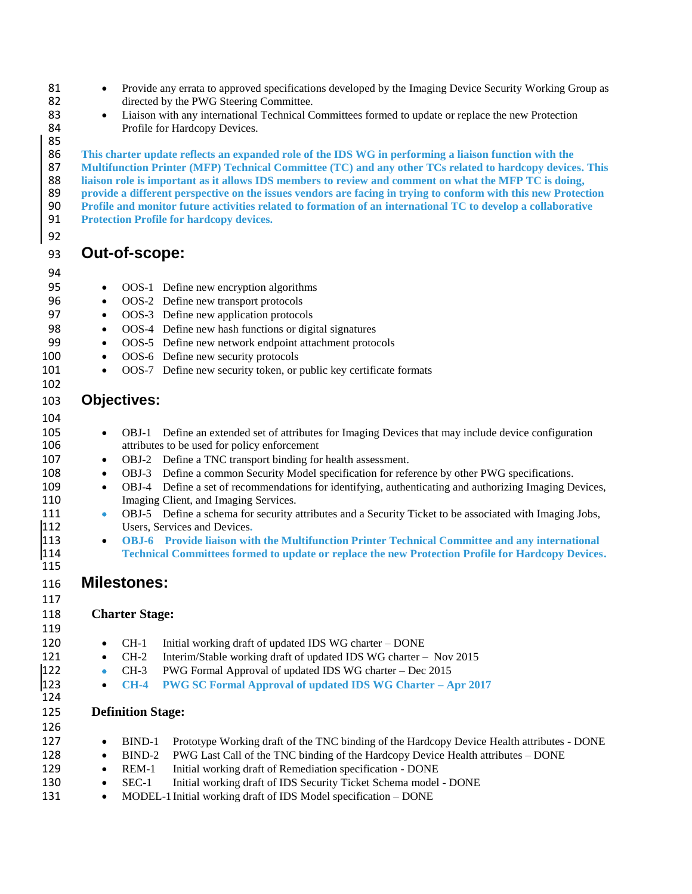- Provide any errata to approved specifications developed by the Imaging Device Security Working Group as directed by the PWG Steering Committee.
- Liaison with any international Technical Committees formed to update or replace the new Protection Profile for Hardcopy Devices.

**This charter update reflects an expanded role of the IDS WG in performing a liaison function with the Multifunction Printer (MFP) Technical Committee (TC) and any other TCs related to hardcopy devices. This liaison role is important as it allows IDS members to review and comment on what the MFP TC is doing, provide a different perspective on the issues vendors are facing in trying to conform with this new Protection Profile and monitor future activities related to formation of an international TC to develop a collaborative Protection Profile for hardcopy devices.**

## Out-of-scope:

- OOS-1 Define new encryption algorithms
- OOS-2 Define new transport protocols
- OOS-3 Define new application protocols
- OOS-4 Define new hash functions or digital signatures
- OOS-5 Define new network endpoint attachment protocols
- OOS-6 Define new security protocols
- OOS-7 Define new security token, or public key certificate formats

## Objectives:

- OBJ-1 Define an extended set of attributes for Imaging Devices that may include device configuration attributes to be used for policy enforcement
- OBJ-2 Define a TNC transport binding for health assessment.
- OBJ-3 Define a common Security Model specification for reference by other PWG specifications.
- OBJ-4 Define a set of recommendations for identifying, authenticating and authorizing Imaging Devices, Imaging Client, and Imaging Services.
- OBJ-5 Define a schema for security attributes and a Security Ticket to be associated with Imaging Jobs, Users, Services and Devices.
- **OBJ-6 Provide liaison with the Multifunction Printer Technical Committee and any international Technical Committees formed to update or replace the new Protection Profile for Hardcopy Devices.**

## Milestones:

### Charter Stage:

- CH-1 Initial working draft of updated IDS WG charter – DONE
- CH-2 Interim/Stable working draft of updated IDS WG charter – Nov 2015
- CH-3 PWG Formal Approval of updated IDS WG charter – Dec 2015
- **CH-4 PWG SC Formal Approval of updated IDS WG Charter – Apr 2017**

### Definition Stage:

- BIND-1 Prototype Working draft of the TNC binding of the Hardcopy Device Health attributes - DONE
- BIND-2 PWG Last Call of the TNC binding of the Hardcopy Device Health attributes – DONE
- REM-1 Initial working draft of Remediation specification - DONE
- SEC-1 Initial working draft of IDS Security Ticket Schema model - DONE
- MODEL-1 Initial working draft of IDS Model specification – DONE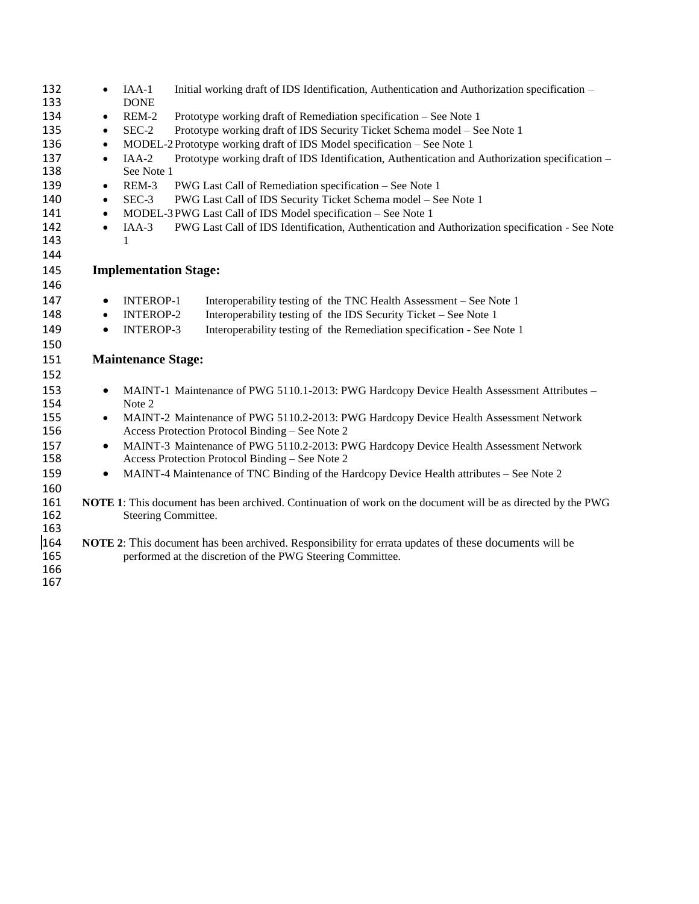- IAA-1 Initial working draft of IDS Identification, Authentication and Authorization specification – DONE
- REM-2 Prototype working draft of Remediation specification – See Note 1
- SEC-2 Prototype working draft of IDS Security Ticket Schema model – See Note 1
- MODEL-2 Prototype working draft of IDS Model specification – See Note 1
- IAA-2 Prototype working draft of IDS Identification, Authentication and Authorization specification – See Note 1
- REM-3 PWG Last Call of Remediation specification – See Note 1
- SEC-3 PWG Last Call of IDS Security Ticket Schema model – See Note 1
- MODEL-3 PWG Last Call of IDS Model specification – See Note 1
- IAA-3 PWG Last Call of IDS Identification, Authentication and Authorization specification - See Note 1

### Implementation Stage:

- INTEROP-1 Interoperability testing of the TNC Health Assessment – See Note 1
- INTEROP-2 Interoperability testing of the IDS Security Ticket – See Note 1
- INTEROP-3 Interoperability testing of the Remediation specification - See Note 1

### Maintenance Stage:

- MAINT-1 Maintenance of PWG 5110.1-2013: PWG Hardcopy Device Health Assessment Attributes – Note 2
- MAINT-2 Maintenance of PWG 5110.2-2013: PWG Hardcopy Device Health Assessment Network Access Protection Protocol Binding – See Note 2
- MAINT-3 Maintenance of PWG 5110.2-2013: PWG Hardcopy Device Health Assessment Network Access Protection Protocol Binding – See Note 2
- MAINT-4 Maintenance of TNC Binding of the Hardcopy Device Health attributes – See Note 2

**NOTE 1**: This document has been archived. Continuation of work on the document will be as directed by the PWG Steering Committee.

**NOTE 2**: This document has been archived. Responsibility for errata updates of these documents will be performed at the discretion of the PWG Steering Committee.